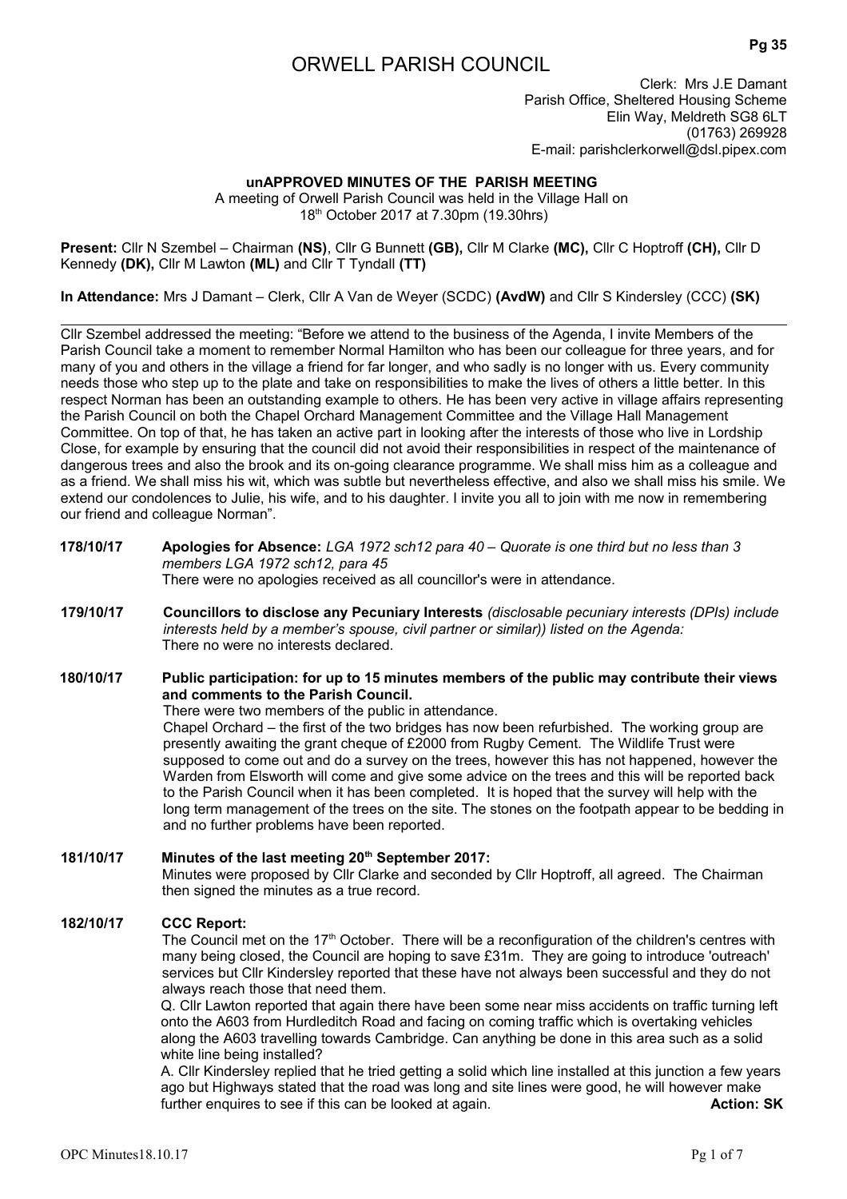# ORWELL PARISH COUNCIL

Clerk: Mrs J.E Damant
Parish Office, Sheltered Housing Scheme
Elin Way, Meldreth SG8 6LT
(01763) 269928
E-mail: parishclerkorwell@dsl.pipex.com

**unAPPROVED MINUTES OF THE PARISH MEETING**

A meeting of Orwell Parish Council was held in the Village Hall on
18th October 2017 at 7.30pm (19.30hrs)

**Present:** Cllr N Szembel – Chairman **(NS)**, Cllr G Bunnett **(GB),** Cllr M Clarke **(MC),** Cllr C Hoptroff **(CH),** Cllr D Kennedy **(DK),** Cllr M Lawton **(ML)** and Cllr T Tyndall **(TT)**

**In Attendance:** Mrs J Damant – Clerk, Cllr A Van de Weyer (SCDC) **(AvdW)** and Cllr S Kindersley (CCC) **(SK)**

---

Cllr Szembel addressed the meeting: "Before we attend to the business of the Agenda, I invite Members of the Parish Council take a moment to remember Normal Hamilton who has been our colleague for three years, and for many of you and others in the village a friend for far longer, and who sadly is no longer with us. Every community needs those who step up to the plate and take on responsibilities to make the lives of others a little better. In this respect Norman has been an outstanding example to others. He has been very active in village affairs representing the Parish Council on both the Chapel Orchard Management Committee and the Village Hall Management Committee. On top of that, he has taken an active part in looking after the interests of those who live in Lordship Close, for example by ensuring that the council did not avoid their responsibilities in respect of the maintenance of dangerous trees and also the brook and its on-going clearance programme. We shall miss him as a colleague and as a friend. We shall miss his wit, which was subtle but nevertheless effective, and also we shall miss his smile. We extend our condolences to Julie, his wife, and to his daughter. I invite you all to join with me now in remembering our friend and colleague Norman".

**178/10/17 Apologies for Absence:** *LGA 1972 sch12 para 40 – Quorate is one third but no less than 3 members LGA 1972 sch12, para 45*
There were no apologies received as all councillor's were in attendance.

**179/10/17 Councillors to disclose any Pecuniary Interests** *(disclosable pecuniary interests (DPIs) include interests held by a member's spouse, civil partner or similar)) listed on the Agenda:*
There no were no interests declared.

**180/10/17 Public participation: for up to 15 minutes members of the public may contribute their views and comments to the Parish Council.**
There were two members of the public in attendance.
Chapel Orchard – the first of the two bridges has now been refurbished. The working group are presently awaiting the grant cheque of £2000 from Rugby Cement. The Wildlife Trust were supposed to come out and do a survey on the trees, however this has not happened, however the Warden from Elsworth will come and give some advice on the trees and this will be reported back to the Parish Council when it has been completed. It is hoped that the survey will help with the long term management of the trees on the site. The stones on the footpath appear to be bedding in and no further problems have been reported.

**181/10/17 Minutes of the last meeting 20th September 2017:**
Minutes were proposed by Cllr Clarke and seconded by Cllr Hoptroff, all agreed. The Chairman then signed the minutes as a true record.

**182/10/17 CCC Report:**
The Council met on the 17th October. There will be a reconfiguration of the children's centres with many being closed, the Council are hoping to save £31m. They are going to introduce 'outreach' services but Cllr Kindersley reported that these have not always been successful and they do not always reach those that need them.
Q. Cllr Lawton reported that again there have been some near miss accidents on traffic turning left onto the A603 from Hurdleditch Road and facing on coming traffic which is overtaking vehicles along the A603 travelling towards Cambridge. Can anything be done in this area such as a solid white line being installed?
A. Cllr Kindersley replied that he tried getting a solid which line installed at this junction a few years ago but Highways stated that the road was long and site lines were good, he will however make further enquires to see if this can be looked at again. **Action: SK**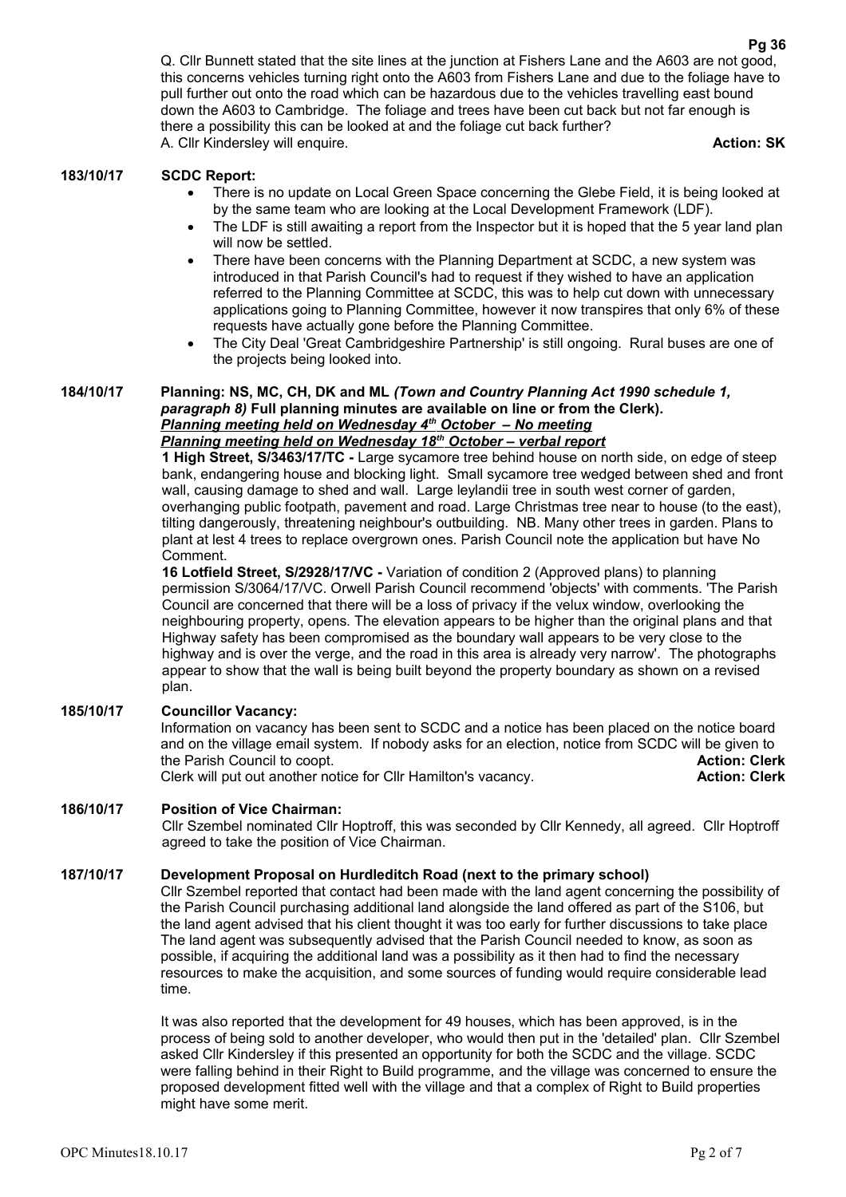Q. Cllr Bunnett stated that the site lines at the junction at Fishers Lane and the A603 are not good, this concerns vehicles turning right onto the A603 from Fishers Lane and due to the foliage have to pull further out onto the road which can be hazardous due to the vehicles travelling east bound down the A603 to Cambridge. The foliage and trees have been cut back but not far enough is there a possibility this can be looked at and the foliage cut back further?

A. Cllr Kindersley will enquire. **Action: SK**

**183/10/17 SCDC Report:**

- There is no update on Local Green Space concerning the Glebe Field, it is being looked at by the same team who are looking at the Local Development Framework (LDF).
- The LDF is still awaiting a report from the Inspector but it is hoped that the 5 year land plan will now be settled.
- There have been concerns with the Planning Department at SCDC, a new system was introduced in that Parish Council's had to request if they wished to have an application referred to the Planning Committee at SCDC, this was to help cut down with unnecessary applications going to Planning Committee, however it now transpires that only 6% of these requests have actually gone before the Planning Committee.
- The City Deal 'Great Cambridgeshire Partnership' is still ongoing. Rural buses are one of the projects being looked into.

**184/10/17 Planning: NS, MC, CH, DK and ML** ***(Town and Country Planning Act 1990 schedule 1, paragraph 8)*** **Full planning minutes are available on line or from the Clerk).**

***Planning meeting held on Wednesday 4th October – No meeting***

***Planning meeting held on Wednesday 18th October – verbal report***

**1 High Street, S/3463/17/TC -** Large sycamore tree behind house on north side, on edge of steep bank, endangering house and blocking light. Small sycamore tree wedged between shed and front wall, causing damage to shed and wall. Large leylandii tree in south west corner of garden, overhanging public footpath, pavement and road. Large Christmas tree near to house (to the east), tilting dangerously, threatening neighbour's outbuilding. NB. Many other trees in garden. Plans to plant at lest 4 trees to replace overgrown ones. Parish Council note the application but have No Comment.

**16 Lotfield Street, S/2928/17/VC -** Variation of condition 2 (Approved plans) to planning permission S/3064/17/VC. Orwell Parish Council recommend 'objects' with comments. 'The Parish Council are concerned that there will be a loss of privacy if the velux window, overlooking the neighbouring property, opens. The elevation appears to be higher than the original plans and that Highway safety has been compromised as the boundary wall appears to be very close to the highway and is over the verge, and the road in this area is already very narrow'. The photographs appear to show that the wall is being built beyond the property boundary as shown on a revised plan.

**185/10/17 Councillor Vacancy:**

Information on vacancy has been sent to SCDC and a notice has been placed on the notice board and on the village email system. If nobody asks for an election, notice from SCDC will be given to the Parish Council to coopt. **Action: Clerk**

Clerk will put out another notice for Cllr Hamilton's vacancy. **Action: Clerk**

**186/10/17 Position of Vice Chairman:**

Cllr Szembel nominated Cllr Hoptroff, this was seconded by Cllr Kennedy, all agreed. Cllr Hoptroff agreed to take the position of Vice Chairman.

**187/10/17 Development Proposal on Hurdleditch Road (next to the primary school)**

Cllr Szembel reported that contact had been made with the land agent concerning the possibility of the Parish Council purchasing additional land alongside the land offered as part of the S106, but the land agent advised that his client thought it was too early for further discussions to take place The land agent was subsequently advised that the Parish Council needed to know, as soon as possible, if acquiring the additional land was a possibility as it then had to find the necessary resources to make the acquisition, and some sources of funding would require considerable lead time.

It was also reported that the development for 49 houses, which has been approved, is in the process of being sold to another developer, who would then put in the 'detailed' plan. Cllr Szembel asked Cllr Kindersley if this presented an opportunity for both the SCDC and the village. SCDC were falling behind in their Right to Build programme, and the village was concerned to ensure the proposed development fitted well with the village and that a complex of Right to Build properties might have some merit.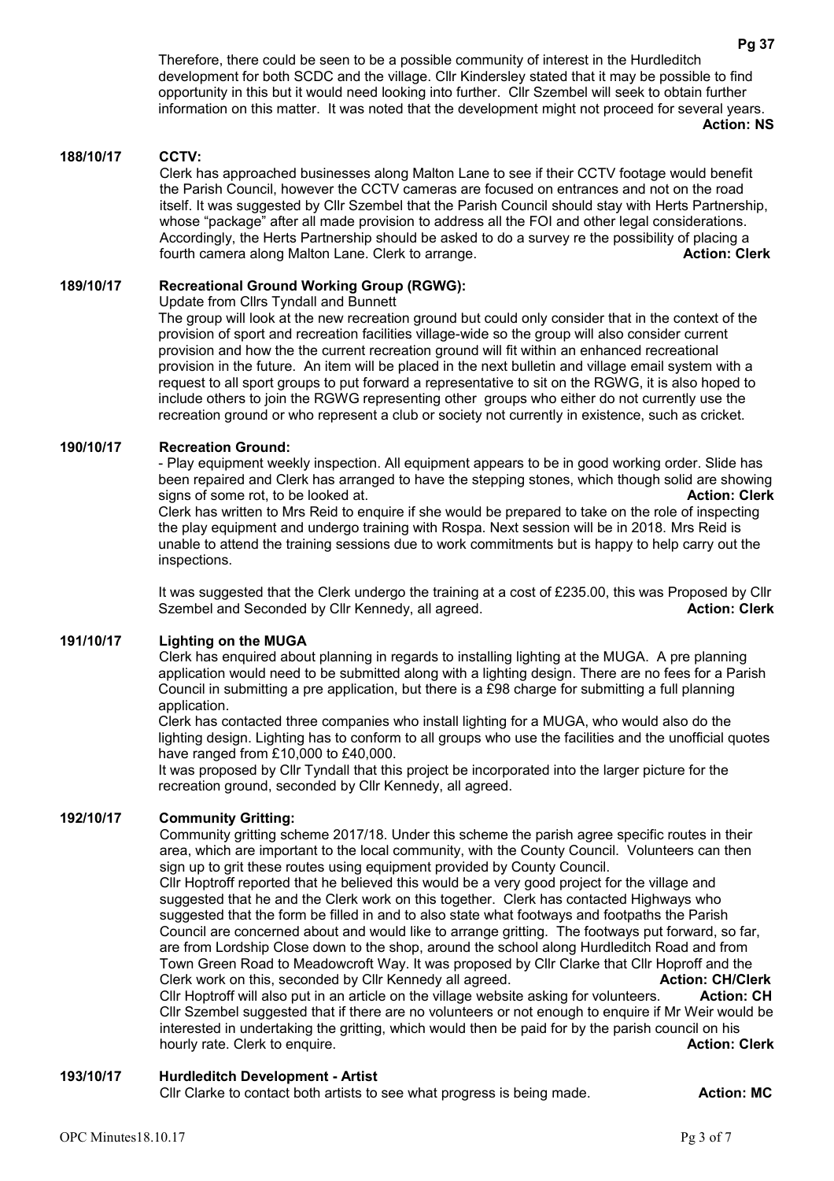Therefore, there could be seen to be a possible community of interest in the Hurdleditch development for both SCDC and the village. Cllr Kindersley stated that it may be possible to find opportunity in this but it would need looking into further. Cllr Szembel will seek to obtain further information on this matter. It was noted that the development might not proceed for several years.
**Action: NS**

**188/10/17 CCTV:**

Clerk has approached businesses along Malton Lane to see if their CCTV footage would benefit the Parish Council, however the CCTV cameras are focused on entrances and not on the road itself. It was suggested by Cllr Szembel that the Parish Council should stay with Herts Partnership, whose "package" after all made provision to address all the FOI and other legal considerations. Accordingly, the Herts Partnership should be asked to do a survey re the possibility of placing a fourth camera along Malton Lane. Clerk to arrange. **Action: Clerk**

**189/10/17 Recreational Ground Working Group (RGWG):**

Update from Cllrs Tyndall and Bunnett

The group will look at the new recreation ground but could only consider that in the context of the provision of sport and recreation facilities village-wide so the group will also consider current provision and how the the current recreation ground will fit within an enhanced recreational provision in the future. An item will be placed in the next bulletin and village email system with a request to all sport groups to put forward a representative to sit on the RGWG, it is also hoped to include others to join the RGWG representing other groups who either do not currently use the recreation ground or who represent a club or society not currently in existence, such as cricket.

**190/10/17 Recreation Ground:**

- Play equipment weekly inspection. All equipment appears to be in good working order. Slide has been repaired and Clerk has arranged to have the stepping stones, which though solid are showing signs of some rot, to be looked at. **Action: Clerk**

Clerk has written to Mrs Reid to enquire if she would be prepared to take on the role of inspecting the play equipment and undergo training with Rospa. Next session will be in 2018. Mrs Reid is unable to attend the training sessions due to work commitments but is happy to help carry out the inspections.

It was suggested that the Clerk undergo the training at a cost of £235.00, this was Proposed by Cllr Szembel and Seconded by Cllr Kennedy, all agreed. **Action: Clerk**

**191/10/17 Lighting on the MUGA**

Clerk has enquired about planning in regards to installing lighting at the MUGA. A pre planning application would need to be submitted along with a lighting design. There are no fees for a Parish Council in submitting a pre application, but there is a £98 charge for submitting a full planning application.

Clerk has contacted three companies who install lighting for a MUGA, who would also do the lighting design. Lighting has to conform to all groups who use the facilities and the unofficial quotes have ranged from £10,000 to £40,000.

It was proposed by Cllr Tyndall that this project be incorporated into the larger picture for the recreation ground, seconded by Cllr Kennedy, all agreed.

**192/10/17 Community Gritting:**

Community gritting scheme 2017/18. Under this scheme the parish agree specific routes in their area, which are important to the local community, with the County Council. Volunteers can then sign up to grit these routes using equipment provided by County Council.

Cllr Hoptroff reported that he believed this would be a very good project for the village and suggested that he and the Clerk work on this together. Clerk has contacted Highways who suggested that the form be filled in and to also state what footways and footpaths the Parish Council are concerned about and would like to arrange gritting. The footways put forward, so far, are from Lordship Close down to the shop, around the school along Hurdleditch Road and from Town Green Road to Meadowcroft Way. It was proposed by Cllr Clarke that Cllr Hoproff and the Clerk work on this, seconded by Cllr Kennedy all agreed. **Action: CH/Clerk**

Cllr Hoptroff will also put in an article on the village website asking for volunteers. **Action: CH**

Cllr Szembel suggested that if there are no volunteers or not enough to enquire if Mr Weir would be interested in undertaking the gritting, which would then be paid for by the parish council on his hourly rate. Clerk to enquire. **Action: Clerk**

**193/10/17 Hurdleditch Development - Artist**

Cllr Clarke to contact both artists to see what progress is being made. **Action: MC**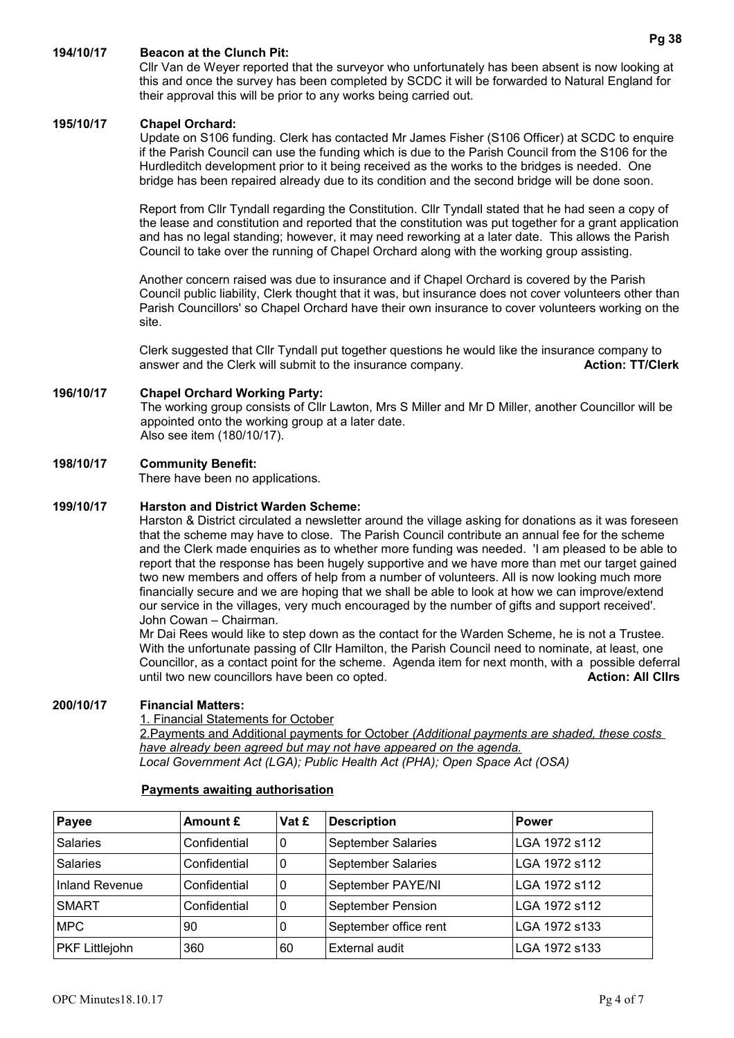**194/10/17 Beacon at the Clunch Pit:**

Cllr Van de Weyer reported that the surveyor who unfortunately has been absent is now looking at this and once the survey has been completed by SCDC it will be forwarded to Natural England for their approval this will be prior to any works being carried out.

**195/10/17 Chapel Orchard:**

Update on S106 funding. Clerk has contacted Mr James Fisher (S106 Officer) at SCDC to enquire if the Parish Council can use the funding which is due to the Parish Council from the S106 for the Hurdleditch development prior to it being received as the works to the bridges is needed. One bridge has been repaired already due to its condition and the second bridge will be done soon.

Report from Cllr Tyndall regarding the Constitution. Cllr Tyndall stated that he had seen a copy of the lease and constitution and reported that the constitution was put together for a grant application and has no legal standing; however, it may need reworking at a later date. This allows the Parish Council to take over the running of Chapel Orchard along with the working group assisting.

Another concern raised was due to insurance and if Chapel Orchard is covered by the Parish Council public liability, Clerk thought that it was, but insurance does not cover volunteers other than Parish Councillors' so Chapel Orchard have their own insurance to cover volunteers working on the site.

Clerk suggested that Cllr Tyndall put together questions he would like the insurance company to answer and the Clerk will submit to the insurance company. **Action: TT/Clerk**

**196/10/17 Chapel Orchard Working Party:**

The working group consists of Cllr Lawton, Mrs S Miller and Mr D Miller, another Councillor will be appointed onto the working group at a later date.
Also see item (180/10/17).

**198/10/17 Community Benefit:**

There have been no applications.

**199/10/17 Harston and District Warden Scheme:**

Harston & District circulated a newsletter around the village asking for donations as it was foreseen that the scheme may have to close. The Parish Council contribute an annual fee for the scheme and the Clerk made enquiries as to whether more funding was needed. 'I am pleased to be able to report that the response has been hugely supportive and we have more than met our target gained two new members and offers of help from a number of volunteers. All is now looking much more financially secure and we are hoping that we shall be able to look at how we can improve/extend our service in the villages, very much encouraged by the number of gifts and support received'. John Cowan – Chairman.

Mr Dai Rees would like to step down as the contact for the Warden Scheme, he is not a Trustee. With the unfortunate passing of Cllr Hamilton, the Parish Council need to nominate, at least, one Councillor, as a contact point for the scheme. Agenda item for next month, with a possible deferral until two new councillors have been co opted. **Action: All Cllrs**

**200/10/17 Financial Matters:**

1. Financial Statements for October
2. Payments and Additional payments for October *(Additional payments are shaded, these costs have already been agreed but may not have appeared on the agenda.*
*Local Government Act (LGA); Public Health Act (PHA); Open Space Act (OSA)*

**Payments awaiting authorisation**

| Payee | Amount £ | Vat £ | Description | Power |
|---|---|---|---|---|
| Salaries | Confidential | 0 | September Salaries | LGA 1972 s112 |
| Salaries | Confidential | 0 | September Salaries | LGA 1972 s112 |
| Inland Revenue | Confidential | 0 | September PAYE/NI | LGA 1972 s112 |
| SMART | Confidential | 0 | September Pension | LGA 1972 s112 |
| MPC | 90 | 0 | September office rent | LGA 1972 s133 |
| PKF Littlejohn | 360 | 60 | External audit | LGA 1972 s133 |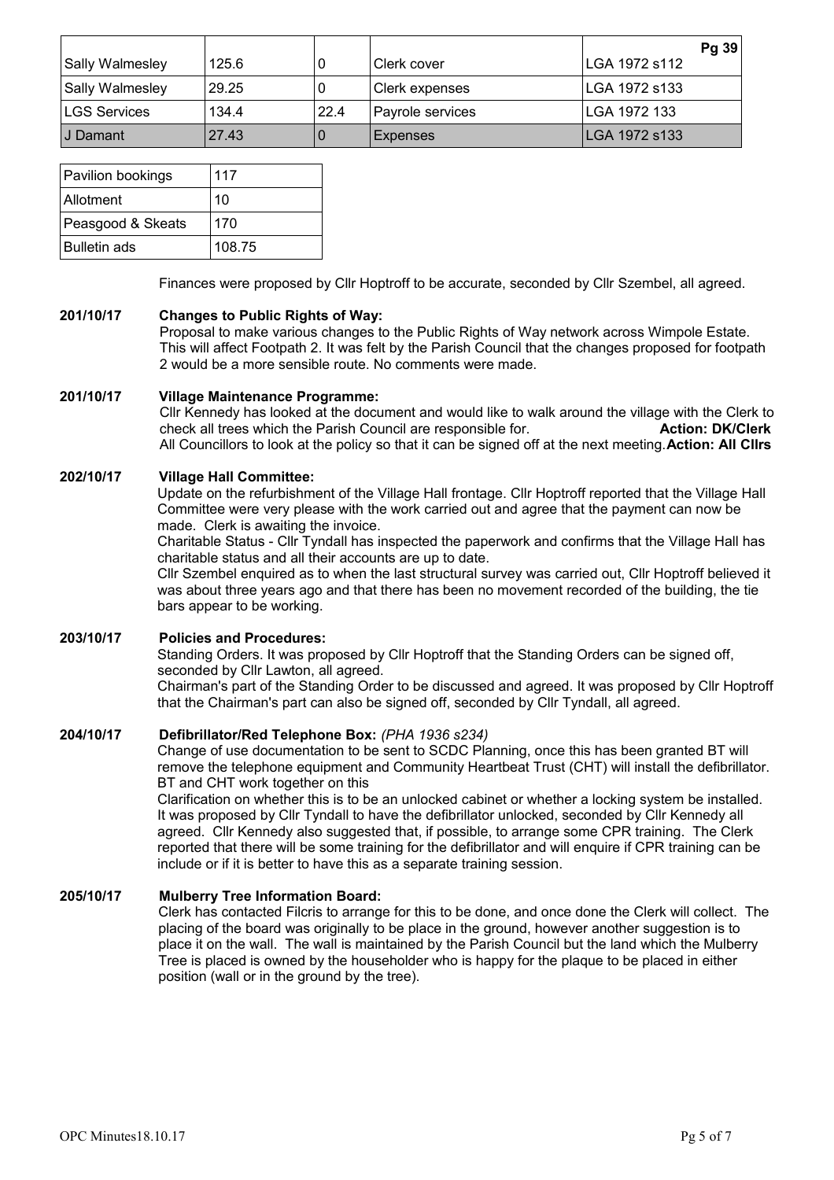| | | | | |
|---|---|---|---|---|
| Sally Walmesley | 125.6 | 0 | Clerk cover | LGA 1972 s112 |
| Sally Walmesley | 29.25 | 0 | Clerk expenses | LGA 1972 s133 |
| LGS Services | 134.4 | 22.4 | Payrole services | LGA 1972 133 |
| J Damant | 27.43 | 0 | Expenses | LGA 1972 s133 |

| | |
|---|---|
| Pavilion bookings | 117 |
| Allotment | 10 |
| Peasgood & Skeats | 170 |
| Bulletin ads | 108.75 |

Finances were proposed by Cllr Hoptroff to be accurate, seconded by Cllr Szembel, all agreed.

**201/10/17 Changes to Public Rights of Way:**

Proposal to make various changes to the Public Rights of Way network across Wimpole Estate. This will affect Footpath 2. It was felt by the Parish Council that the changes proposed for footpath 2 would be a more sensible route. No comments were made.

**201/10/17 Village Maintenance Programme:**

Cllr Kennedy has looked at the document and would like to walk around the village with the Clerk to check all trees which the Parish Council are responsible for. **Action: DK/Clerk**

All Councillors to look at the policy so that it can be signed off at the next meeting. **Action: All Cllrs**

**202/10/17 Village Hall Committee:**

Update on the refurbishment of the Village Hall frontage. Cllr Hoptroff reported that the Village Hall Committee were very please with the work carried out and agree that the payment can now be made. Clerk is awaiting the invoice.

Charitable Status - Cllr Tyndall has inspected the paperwork and confirms that the Village Hall has charitable status and all their accounts are up to date.

Cllr Szembel enquired as to when the last structural survey was carried out, Cllr Hoptroff believed it was about three years ago and that there has been no movement recorded of the building, the tie bars appear to be working.

**203/10/17 Policies and Procedures:**

Standing Orders. It was proposed by Cllr Hoptroff that the Standing Orders can be signed off, seconded by Cllr Lawton, all agreed.

Chairman's part of the Standing Order to be discussed and agreed. It was proposed by Cllr Hoptroff that the Chairman's part can also be signed off, seconded by Cllr Tyndall, all agreed.

**204/10/17 Defibrillator/Red Telephone Box:** *(PHA 1936 s234)*

Change of use documentation to be sent to SCDC Planning, once this has been granted BT will remove the telephone equipment and Community Heartbeat Trust (CHT) will install the defibrillator. BT and CHT work together on this

Clarification on whether this is to be an unlocked cabinet or whether a locking system be installed. It was proposed by Cllr Tyndall to have the defibrillator unlocked, seconded by Cllr Kennedy all agreed. Cllr Kennedy also suggested that, if possible, to arrange some CPR training. The Clerk reported that there will be some training for the defibrillator and will enquire if CPR training can be include or if it is better to have this as a separate training session.

**205/10/17 Mulberry Tree Information Board:**

Clerk has contacted Filcris to arrange for this to be done, and once done the Clerk will collect. The placing of the board was originally to be place in the ground, however another suggestion is to place it on the wall. The wall is maintained by the Parish Council but the land which the Mulberry Tree is placed is owned by the householder who is happy for the plaque to be placed in either position (wall or in the ground by the tree).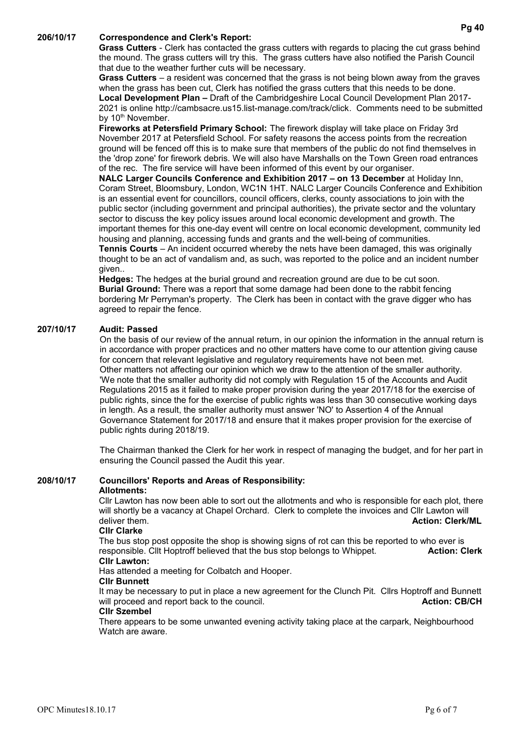**206/10/17 Correspondence and Clerk's Report:**

**Grass Cutters** - Clerk has contacted the grass cutters with regards to placing the cut grass behind the mound. The grass cutters will try this. The grass cutters have also notified the Parish Council that due to the weather further cuts will be necessary.

**Grass Cutters** – a resident was concerned that the grass is not being blown away from the graves when the grass has been cut, Clerk has notified the grass cutters that this needs to be done.

**Local Development Plan –** Draft of the Cambridgeshire Local Council Development Plan 2017-2021 is online http://cambsacre.us15.list-manage.com/track/click. Comments need to be submitted by 10th November.

**Fireworks at Petersfield Primary School:** The firework display will take place on Friday 3rd November 2017 at Petersfield School. For safety reasons the access points from the recreation ground will be fenced off this is to make sure that members of the public do not find themselves in the 'drop zone' for firework debris. We will also have Marshalls on the Town Green road entrances of the rec. The fire service will have been informed of this event by our organiser.

**NALC Larger Councils Conference and Exhibition 2017 – on 13 December** at Holiday Inn, Coram Street, Bloomsbury, London, WC1N 1HT. NALC Larger Councils Conference and Exhibition is an essential event for councillors, council officers, clerks, county associations to join with the public sector (including government and principal authorities), the private sector and the voluntary sector to discuss the key policy issues around local economic development and growth. The important themes for this one-day event will centre on local economic development, community led housing and planning, accessing funds and grants and the well-being of communities.

**Tennis Courts** – An incident occurred whereby the nets have been damaged, this was originally thought to be an act of vandalism and, as such, was reported to the police and an incident number given..

**Hedges:** The hedges at the burial ground and recreation ground are due to be cut soon.

**Burial Ground:** There was a report that some damage had been done to the rabbit fencing bordering Mr Perryman's property. The Clerk has been in contact with the grave digger who has agreed to repair the fence.

**207/10/17 Audit: Passed**

On the basis of our review of the annual return, in our opinion the information in the annual return is in accordance with proper practices and no other matters have come to our attention giving cause for concern that relevant legislative and regulatory requirements have not been met.
Other matters not affecting our opinion which we draw to the attention of the smaller authority.
'We note that the smaller authority did not comply with Regulation 15 of the Accounts and Audit Regulations 2015 as it failed to make proper provision during the year 2017/18 for the exercise of public rights, since the for the exercise of public rights was less than 30 consecutive working days in length. As a result, the smaller authority must answer 'NO' to Assertion 4 of the Annual Governance Statement for 2017/18 and ensure that it makes proper provision for the exercise of public rights during 2018/19.

The Chairman thanked the Clerk for her work in respect of managing the budget, and for her part in ensuring the Council passed the Audit this year.

**208/10/17 Councillors' Reports and Areas of Responsibility:**

**Allotments:**

Cllr Lawton has now been able to sort out the allotments and who is responsible for each plot, there will shortly be a vacancy at Chapel Orchard. Clerk to complete the invoices and Cllr Lawton will deliver them. **Action: Clerk/ML**

**Cllr Clarke**

The bus stop post opposite the shop is showing signs of rot can this be reported to who ever is responsible. Cllt Hoptroff believed that the bus stop belongs to Whippet. **Action: Clerk**

**Cllr Lawton:**

Has attended a meeting for Colbatch and Hooper.

**Cllr Bunnett**

It may be necessary to put in place a new agreement for the Clunch Pit. Cllrs Hoptroff and Bunnett will proceed and report back to the council. **Action: CB/CH**

**Cllr Szembel**

There appears to be some unwanted evening activity taking place at the carpark, Neighbourhood Watch are aware.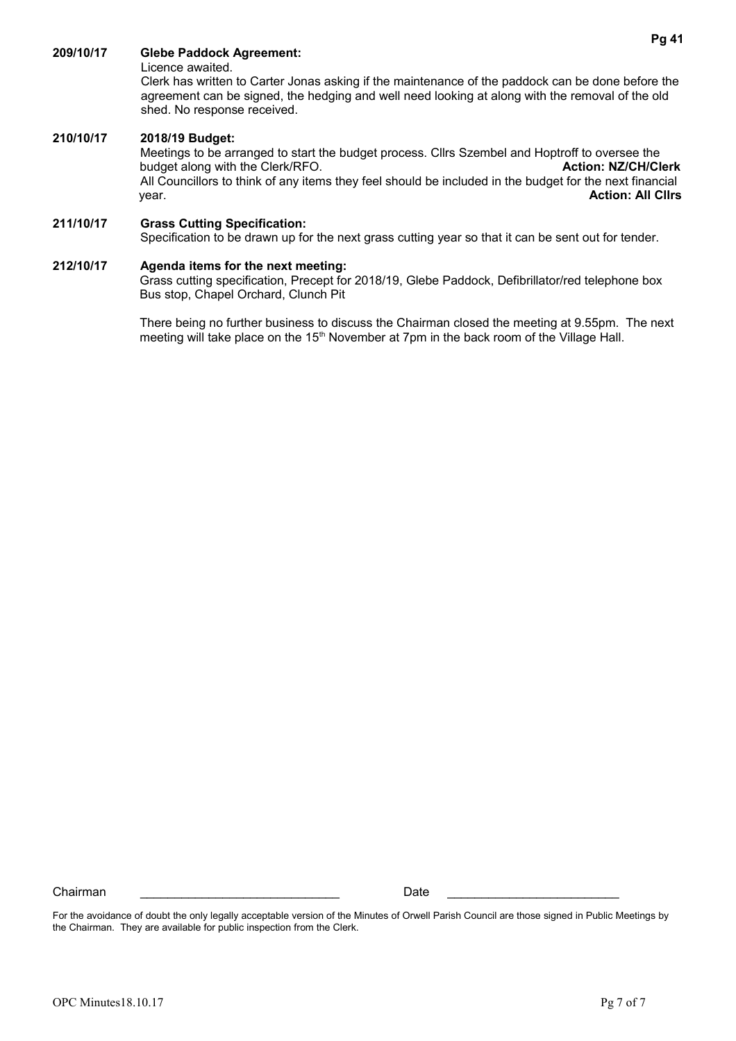**209/10/17 Glebe Paddock Agreement:**

Licence awaited.

Clerk has written to Carter Jonas asking if the maintenance of the paddock can be done before the agreement can be signed, the hedging and well need looking at along with the removal of the old shed. No response received.

**210/10/17 2018/19 Budget:**

Meetings to be arranged to start the budget process. Cllrs Szembel and Hoptroff to oversee the budget along with the Clerk/RFO. **Action: NZ/CH/Clerk**

All Councillors to think of any items they feel should be included in the budget for the next financial year. **Action: All Cllrs**

**211/10/17 Grass Cutting Specification:**

Specification to be drawn up for the next grass cutting year so that it can be sent out for tender.

**212/10/17 Agenda items for the next meeting:**

Grass cutting specification, Precept for 2018/19, Glebe Paddock, Defibrillator/red telephone box Bus stop, Chapel Orchard, Clunch Pit

There being no further business to discuss the Chairman closed the meeting at 9.55pm. The next meeting will take place on the 15th November at 7pm in the back room of the Village Hall.

Chairman \_\_\_\_\_\_\_\_\_\_\_\_\_\_\_\_\_\_\_\_\_\_\_\_\_\_\_\_ Date \_\_\_\_\_\_\_\_\_\_\_\_\_\_\_\_\_\_\_\_\_\_\_\_\_

For the avoidance of doubt the only legally acceptable version of the Minutes of Orwell Parish Council are those signed in Public Meetings by the Chairman. They are available for public inspection from the Clerk.